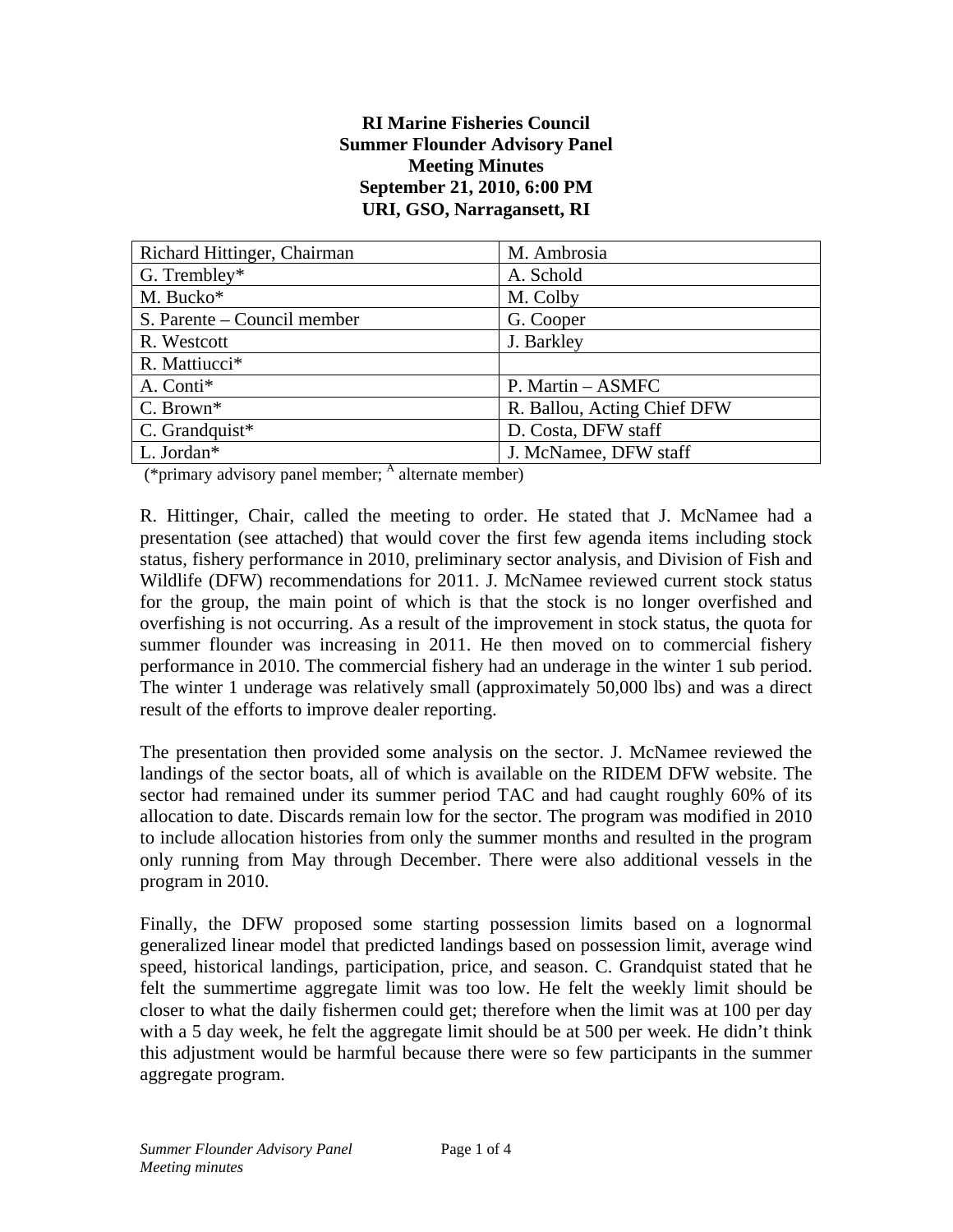**RI Marine Fisheries Council**
**Summer Flounder Advisory Panel**
**Meeting Minutes**
**September 21, 2010, 6:00 PM**
**URI, GSO, Narragansett, RI**

| Richard Hittinger, Chairman | M. Ambrosia |
|---|---|
| G. Trembley* | A. Schold |
| M. Bucko* | M. Colby |
| S. Parente – Council member | G. Cooper |
| R. Westcott | J. Barkley |
| R. Mattiucci* | |
| A. Conti* | P. Martin – ASMFC |
| C. Brown* | R. Ballou, Acting Chief DFW |
| C. Grandquist* | D. Costa, DFW staff |
| L. Jordan* | J. McNamee, DFW staff |

(*primary advisory panel member; [A] alternate member)

R. Hittinger, Chair, called the meeting to order. He stated that J. McNamee had a presentation (see attached) that would cover the first few agenda items including stock status, fishery performance in 2010, preliminary sector analysis, and Division of Fish and Wildlife (DFW) recommendations for 2011. J. McNamee reviewed current stock status for the group, the main point of which is that the stock is no longer overfished and overfishing is not occurring. As a result of the improvement in stock status, the quota for summer flounder was increasing in 2011. He then moved on to commercial fishery performance in 2010. The commercial fishery had an underage in the winter 1 sub period. The winter 1 underage was relatively small (approximately 50,000 lbs) and was a direct result of the efforts to improve dealer reporting.

The presentation then provided some analysis on the sector. J. McNamee reviewed the landings of the sector boats, all of which is available on the RIDEM DFW website. The sector had remained under its summer period TAC and had caught roughly 60% of its allocation to date. Discards remain low for the sector. The program was modified in 2010 to include allocation histories from only the summer months and resulted in the program only running from May through December. There were also additional vessels in the program in 2010.

Finally, the DFW proposed some starting possession limits based on a lognormal generalized linear model that predicted landings based on possession limit, average wind speed, historical landings, participation, price, and season. C. Grandquist stated that he felt the summertime aggregate limit was too low. He felt the weekly limit should be closer to what the daily fishermen could get; therefore when the limit was at 100 per day with a 5 day week, he felt the aggregate limit should be at 500 per week. He didn't think this adjustment would be harmful because there were so few participants in the summer aggregate program.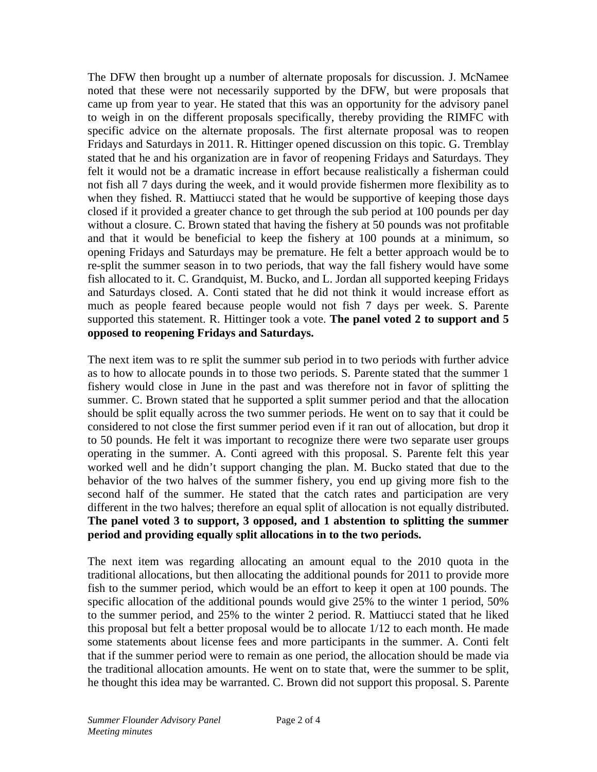The DFW then brought up a number of alternate proposals for discussion. J. McNamee noted that these were not necessarily supported by the DFW, but were proposals that came up from year to year. He stated that this was an opportunity for the advisory panel to weigh in on the different proposals specifically, thereby providing the RIMFC with specific advice on the alternate proposals. The first alternate proposal was to reopen Fridays and Saturdays in 2011. R. Hittinger opened discussion on this topic. G. Tremblay stated that he and his organization are in favor of reopening Fridays and Saturdays. They felt it would not be a dramatic increase in effort because realistically a fisherman could not fish all 7 days during the week, and it would provide fishermen more flexibility as to when they fished. R. Mattiucci stated that he would be supportive of keeping those days closed if it provided a greater chance to get through the sub period at 100 pounds per day without a closure. C. Brown stated that having the fishery at 50 pounds was not profitable and that it would be beneficial to keep the fishery at 100 pounds at a minimum, so opening Fridays and Saturdays may be premature. He felt a better approach would be to re-split the summer season in to two periods, that way the fall fishery would have some fish allocated to it. C. Grandquist, M. Bucko, and L. Jordan all supported keeping Fridays and Saturdays closed. A. Conti stated that he did not think it would increase effort as much as people feared because people would not fish 7 days per week. S. Parente supported this statement. R. Hittinger took a vote. **The panel voted 2 to support and 5 opposed to reopening Fridays and Saturdays.**

The next item was to re split the summer sub period in to two periods with further advice as to how to allocate pounds in to those two periods. S. Parente stated that the summer 1 fishery would close in June in the past and was therefore not in favor of splitting the summer. C. Brown stated that he supported a split summer period and that the allocation should be split equally across the two summer periods. He went on to say that it could be considered to not close the first summer period even if it ran out of allocation, but drop it to 50 pounds. He felt it was important to recognize there were two separate user groups operating in the summer. A. Conti agreed with this proposal. S. Parente felt this year worked well and he didn't support changing the plan. M. Bucko stated that due to the behavior of the two halves of the summer fishery, you end up giving more fish to the second half of the summer. He stated that the catch rates and participation are very different in the two halves; therefore an equal split of allocation is not equally distributed. **The panel voted 3 to support, 3 opposed, and 1 abstention to splitting the summer period and providing equally split allocations in to the two periods.**

The next item was regarding allocating an amount equal to the 2010 quota in the traditional allocations, but then allocating the additional pounds for 2011 to provide more fish to the summer period, which would be an effort to keep it open at 100 pounds. The specific allocation of the additional pounds would give 25% to the winter 1 period, 50% to the summer period, and 25% to the winter 2 period. R. Mattiucci stated that he liked this proposal but felt a better proposal would be to allocate 1/12 to each month. He made some statements about license fees and more participants in the summer. A. Conti felt that if the summer period were to remain as one period, the allocation should be made via the traditional allocation amounts. He went on to state that, were the summer to be split, he thought this idea may be warranted. C. Brown did not support this proposal. S. Parente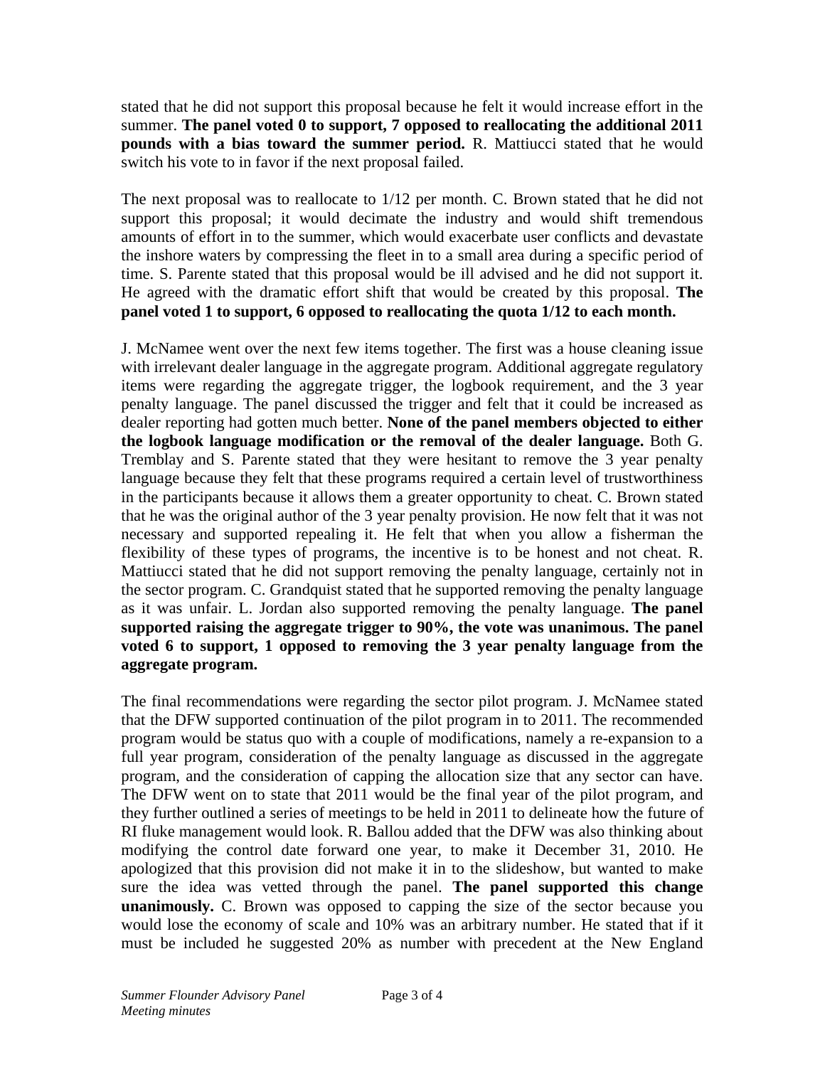stated that he did not support this proposal because he felt it would increase effort in the summer. **The panel voted 0 to support, 7 opposed to reallocating the additional 2011 pounds with a bias toward the summer period.** R. Mattiucci stated that he would switch his vote to in favor if the next proposal failed.

The next proposal was to reallocate to 1/12 per month. C. Brown stated that he did not support this proposal; it would decimate the industry and would shift tremendous amounts of effort in to the summer, which would exacerbate user conflicts and devastate the inshore waters by compressing the fleet in to a small area during a specific period of time. S. Parente stated that this proposal would be ill advised and he did not support it. He agreed with the dramatic effort shift that would be created by this proposal. **The panel voted 1 to support, 6 opposed to reallocating the quota 1/12 to each month.**

J. McNamee went over the next few items together. The first was a house cleaning issue with irrelevant dealer language in the aggregate program. Additional aggregate regulatory items were regarding the aggregate trigger, the logbook requirement, and the 3 year penalty language. The panel discussed the trigger and felt that it could be increased as dealer reporting had gotten much better. **None of the panel members objected to either the logbook language modification or the removal of the dealer language.** Both G. Tremblay and S. Parente stated that they were hesitant to remove the 3 year penalty language because they felt that these programs required a certain level of trustworthiness in the participants because it allows them a greater opportunity to cheat. C. Brown stated that he was the original author of the 3 year penalty provision. He now felt that it was not necessary and supported repealing it. He felt that when you allow a fisherman the flexibility of these types of programs, the incentive is to be honest and not cheat. R. Mattiucci stated that he did not support removing the penalty language, certainly not in the sector program. C. Grandquist stated that he supported removing the penalty language as it was unfair. L. Jordan also supported removing the penalty language. **The panel supported raising the aggregate trigger to 90%, the vote was unanimous. The panel voted 6 to support, 1 opposed to removing the 3 year penalty language from the aggregate program.**

The final recommendations were regarding the sector pilot program. J. McNamee stated that the DFW supported continuation of the pilot program in to 2011. The recommended program would be status quo with a couple of modifications, namely a re-expansion to a full year program, consideration of the penalty language as discussed in the aggregate program, and the consideration of capping the allocation size that any sector can have. The DFW went on to state that 2011 would be the final year of the pilot program, and they further outlined a series of meetings to be held in 2011 to delineate how the future of RI fluke management would look. R. Ballou added that the DFW was also thinking about modifying the control date forward one year, to make it December 31, 2010. He apologized that this provision did not make it in to the slideshow, but wanted to make sure the idea was vetted through the panel. **The panel supported this change unanimously.** C. Brown was opposed to capping the size of the sector because you would lose the economy of scale and 10% was an arbitrary number. He stated that if it must be included he suggested 20% as number with precedent at the New England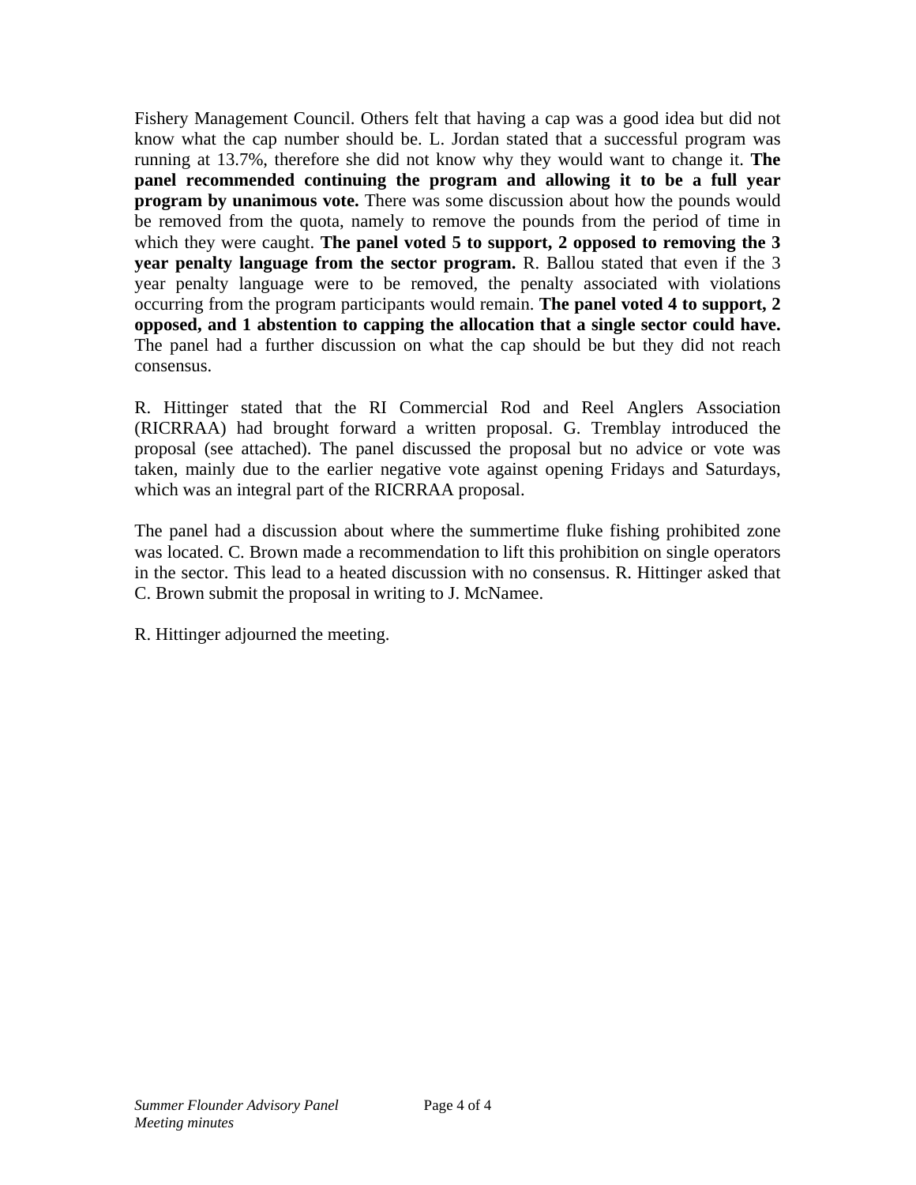Fishery Management Council. Others felt that having a cap was a good idea but did not know what the cap number should be. L. Jordan stated that a successful program was running at 13.7%, therefore she did not know why they would want to change it. **The panel recommended continuing the program and allowing it to be a full year program by unanimous vote.** There was some discussion about how the pounds would be removed from the quota, namely to remove the pounds from the period of time in which they were caught. **The panel voted 5 to support, 2 opposed to removing the 3 year penalty language from the sector program.** R. Ballou stated that even if the 3 year penalty language were to be removed, the penalty associated with violations occurring from the program participants would remain. **The panel voted 4 to support, 2 opposed, and 1 abstention to capping the allocation that a single sector could have.** The panel had a further discussion on what the cap should be but they did not reach consensus.

R. Hittinger stated that the RI Commercial Rod and Reel Anglers Association (RICRRAA) had brought forward a written proposal. G. Tremblay introduced the proposal (see attached). The panel discussed the proposal but no advice or vote was taken, mainly due to the earlier negative vote against opening Fridays and Saturdays, which was an integral part of the RICRRAA proposal.

The panel had a discussion about where the summertime fluke fishing prohibited zone was located. C. Brown made a recommendation to lift this prohibition on single operators in the sector. This lead to a heated discussion with no consensus. R. Hittinger asked that C. Brown submit the proposal in writing to J. McNamee.

R. Hittinger adjourned the meeting.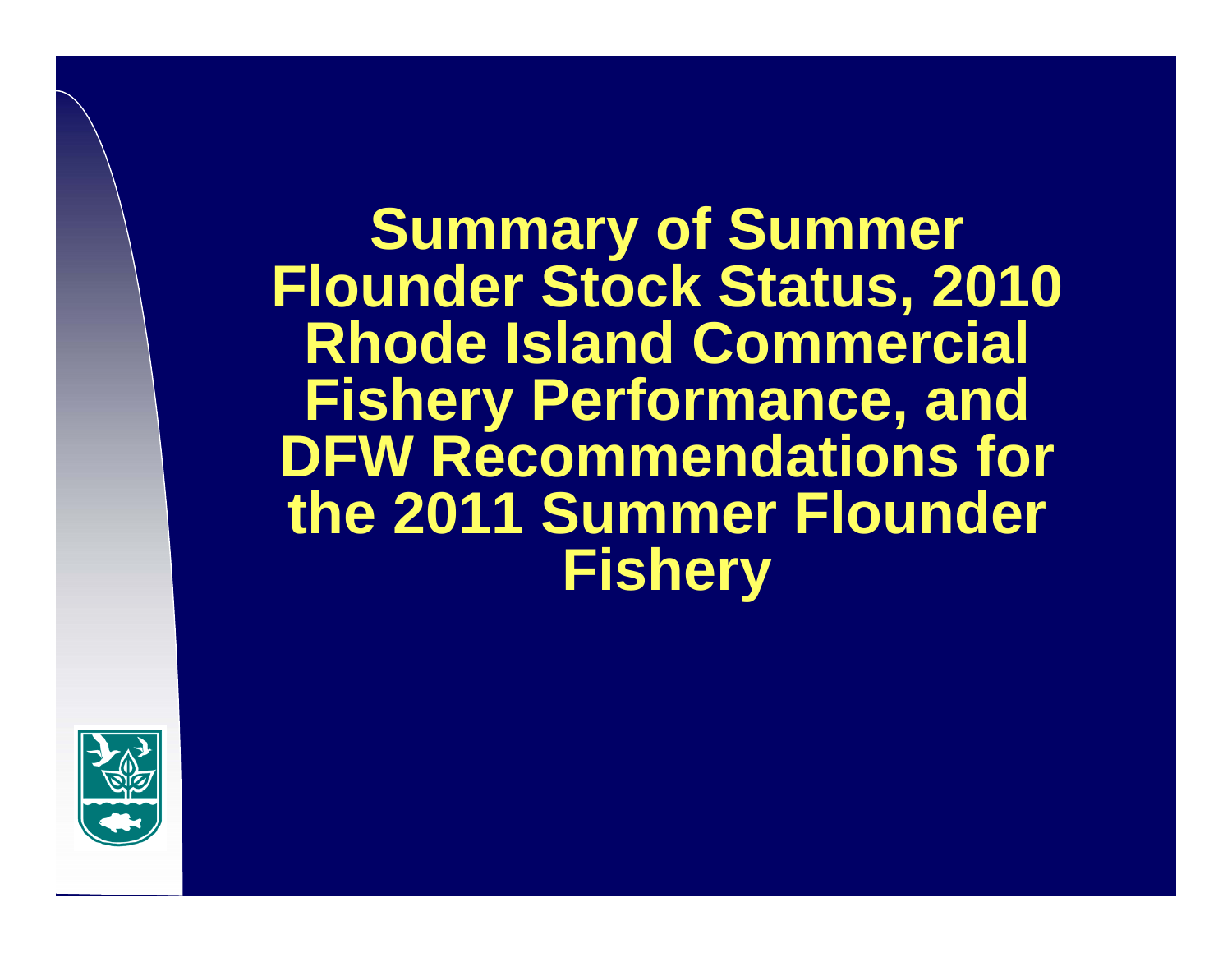# Summary of Summer Flounder Stock Status, 2010 Rhode Island Commercial Fishery Performance, and DFW Recommendations for the 2011 Summer Flounder Fishery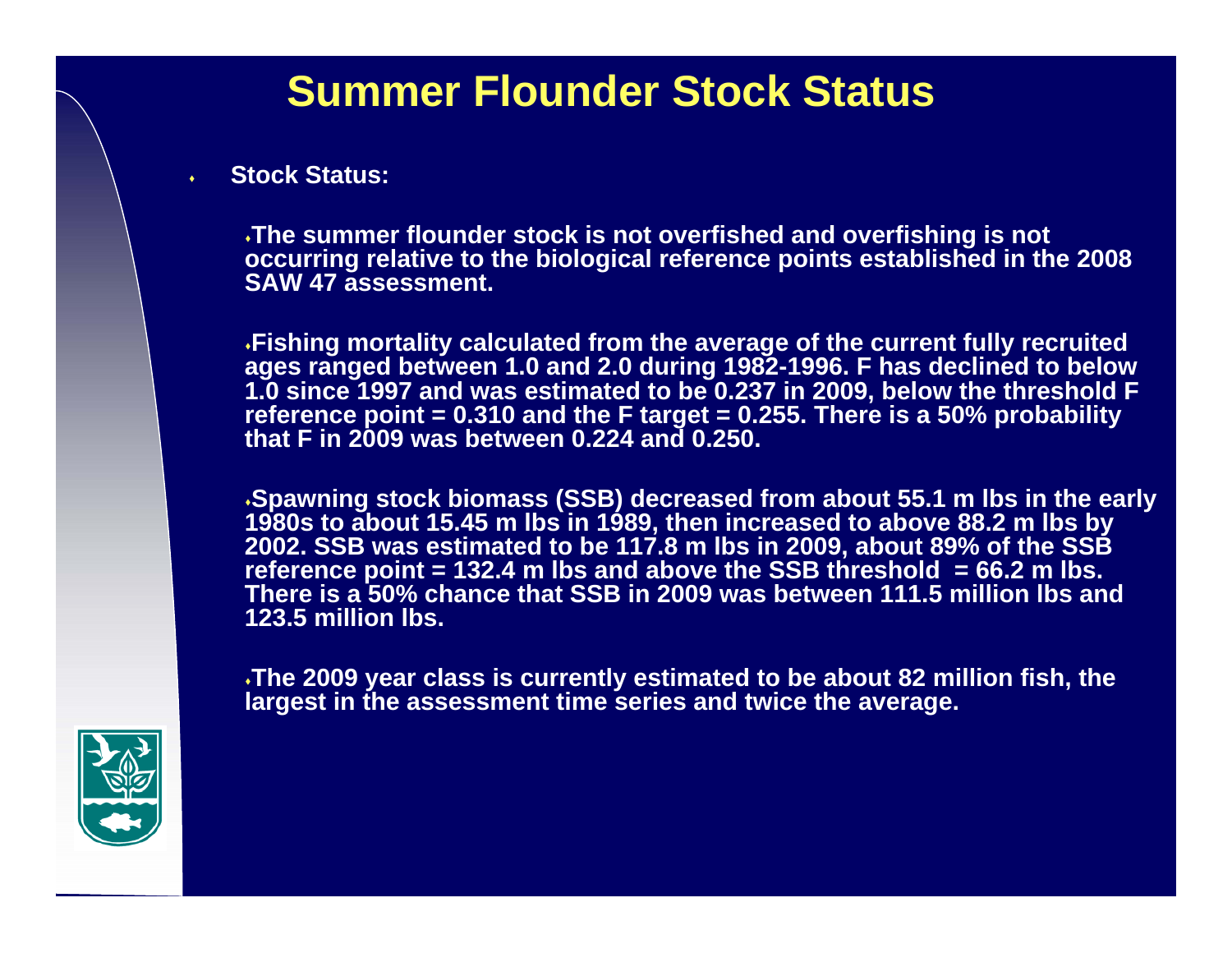# Summer Flounder Stock Status

- **Stock Status:**
  - **The summer flounder stock is not overfished and overfishing is not occurring relative to the biological reference points established in the 2008 SAW 47 assessment.**
  - **Fishing mortality calculated from the average of the current fully recruited ages ranged between 1.0 and 2.0 during 1982-1996. F has declined to below 1.0 since 1997 and was estimated to be 0.237 in 2009, below the threshold F reference point = 0.310 and the F target = 0.255. There is a 50% probability that F in 2009 was between 0.224 and 0.250.**
  - **Spawning stock biomass (SSB) decreased from about 55.1 m lbs in the early 1980s to about 15.45 m lbs in 1989, then increased to above 88.2 m lbs by 2002. SSB was estimated to be 117.8 m lbs in 2009, about 89% of the SSB reference point = 132.4 m lbs and above the SSB threshold = 66.2 m lbs. There is a 50% chance that SSB in 2009 was between 111.5 million lbs and 123.5 million lbs.**
  - **The 2009 year class is currently estimated to be about 82 million fish, the largest in the assessment time series and twice the average.**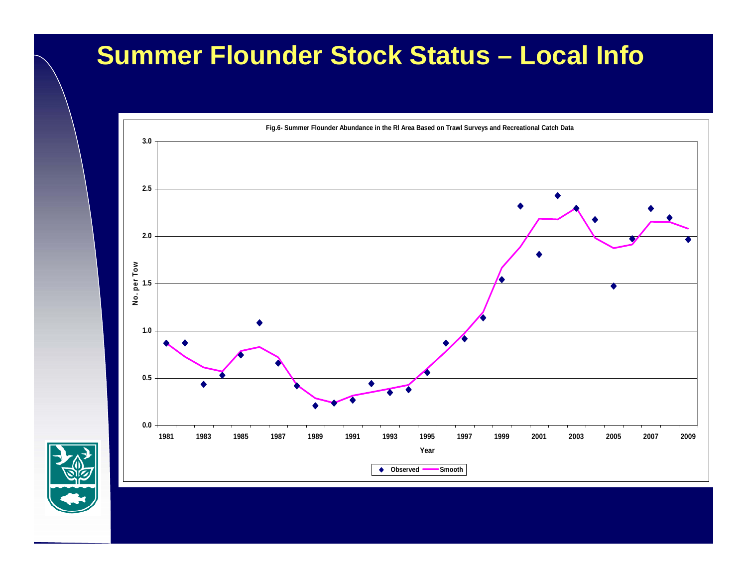# Summer Flounder Stock Status – Local Info

**Fig.6- Summer Flounder Abundance in the RI Area Based on Trawl Surveys and Recreational Catch Data**

No. per Tow

0.0, 0.5, 1.0, 1.5, 2.0, 2.5, 3.0

1981, 1983, 1985, 1987, 1989, 1991, 1993, 1995, 1997, 1999, 2001, 2003, 2005, 2007, 2009

Year

Observed — Smooth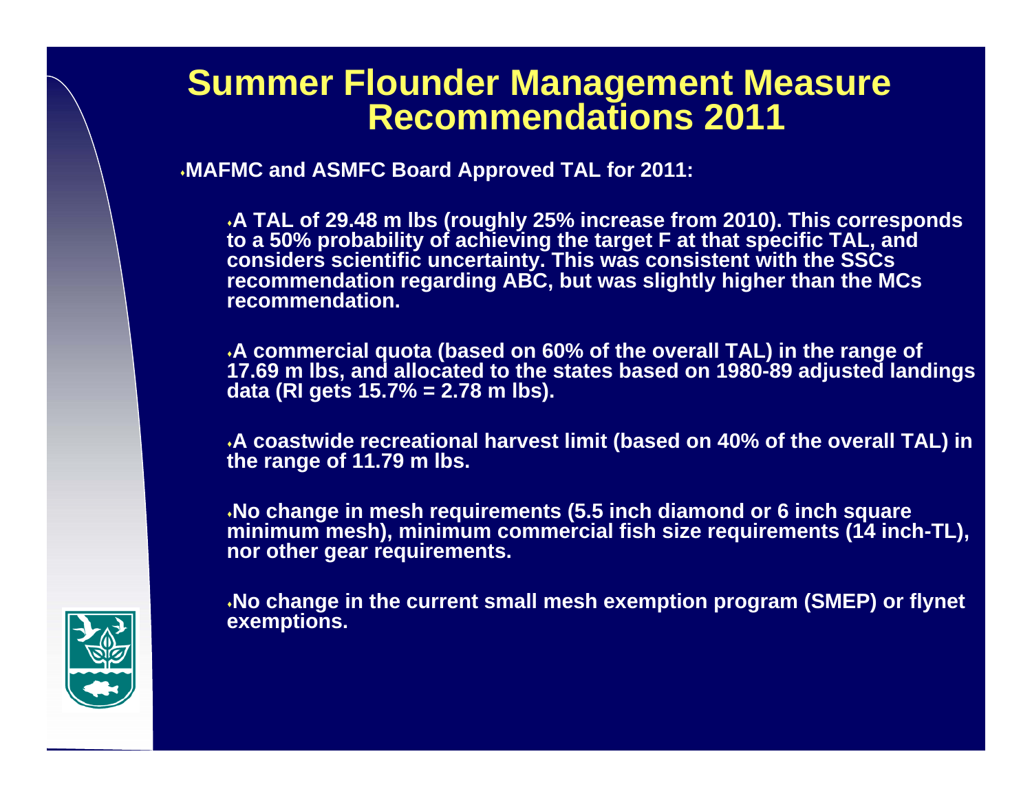# Summer Flounder Management Measure Recommendations 2011

- MAFMC and ASMFC Board Approved TAL for 2011:
  - A TAL of 29.48 m lbs (roughly 25% increase from 2010). This corresponds to a 50% probability of achieving the target F at that specific TAL, and considers scientific uncertainty. This was consistent with the SSCs recommendation regarding ABC, but was slightly higher than the MCs recommendation.
  - A commercial quota (based on 60% of the overall TAL) in the range of 17.69 m lbs, and allocated to the states based on 1980-89 adjusted landings data (RI gets 15.7% = 2.78 m lbs).
  - A coastwide recreational harvest limit (based on 40% of the overall TAL) in the range of 11.79 m lbs.
  - No change in mesh requirements (5.5 inch diamond or 6 inch square minimum mesh), minimum commercial fish size requirements (14 inch-TL), nor other gear requirements.
  - No change in the current small mesh exemption program (SMEP) or flynet exemptions.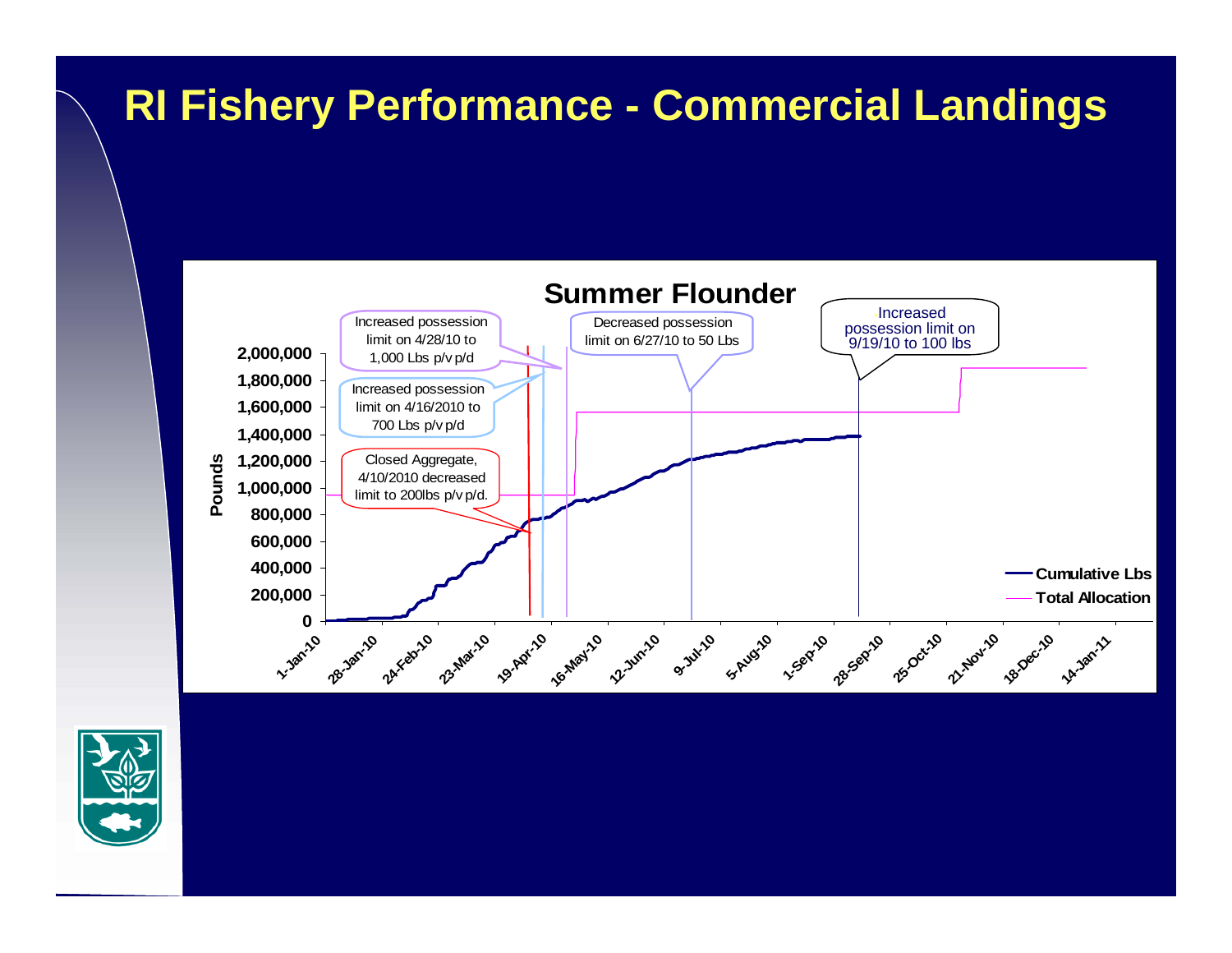# RI Fishery Performance - Commercial Landings

**Summer Flounder**

Increased possession limit on 4/28/10 to 1,000 Lbs p/v p/d

Increased possession limit on 4/16/2010 to 700 Lbs p/v p/d

Closed Aggregate, 4/10/2010 decreased limit to 200lbs p/v p/d.

Decreased possession limit on 6/27/10 to 50 Lbs

Increased possession limit on 9/19/10 to 100 lbs

Pounds: 0, 200,000, 400,000, 600,000, 800,000, 1,000,000, 1,200,000, 1,400,000, 1,600,000, 1,800,000, 2,000,000

1-Jan-10, 28-Jan-10, 24-Feb-10, 23-Mar-10, 19-Apr-10, 16-May-10, 12-Jun-10, 9-Jul-10, 5-Aug-10, 1-Sep-10, 28-Sep-10, 25-Oct-10, 21-Nov-10, 18-Dec-10, 14-Jan-11

Cumulative Lbs

Total Allocation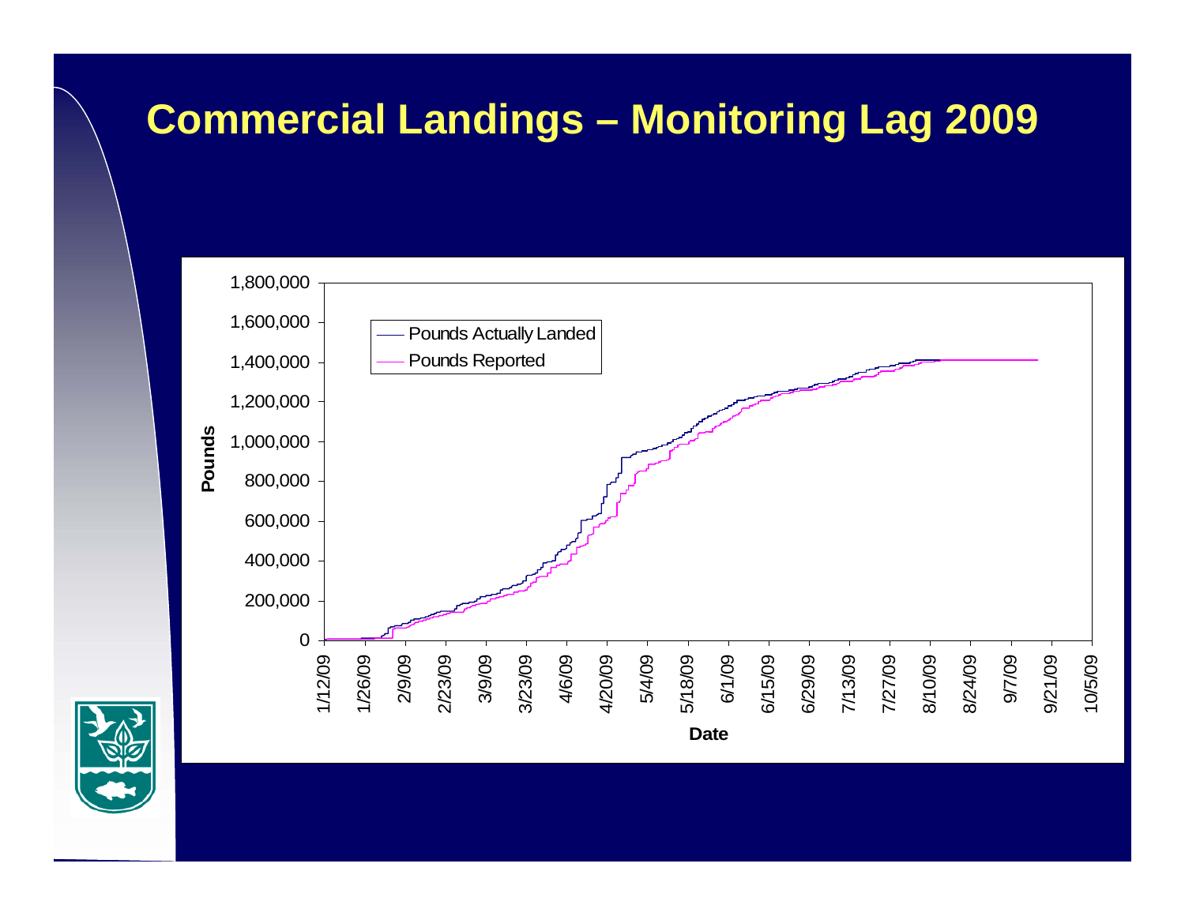# Commercial Landings – Monitoring Lag 2009

Pounds Actually Landed

Pounds Reported

Pounds

1,800,000
1,600,000
1,400,000
1,200,000
1,000,000
800,000
600,000
400,000
200,000
0

1/12/09 1/26/09 2/9/09 2/23/09 3/9/09 3/23/09 4/6/09 4/20/09 5/4/09 5/18/09 6/1/09 6/15/09 6/29/09 7/13/09 7/27/09 8/10/09 8/24/09 9/7/09 9/21/09 10/5/09

Date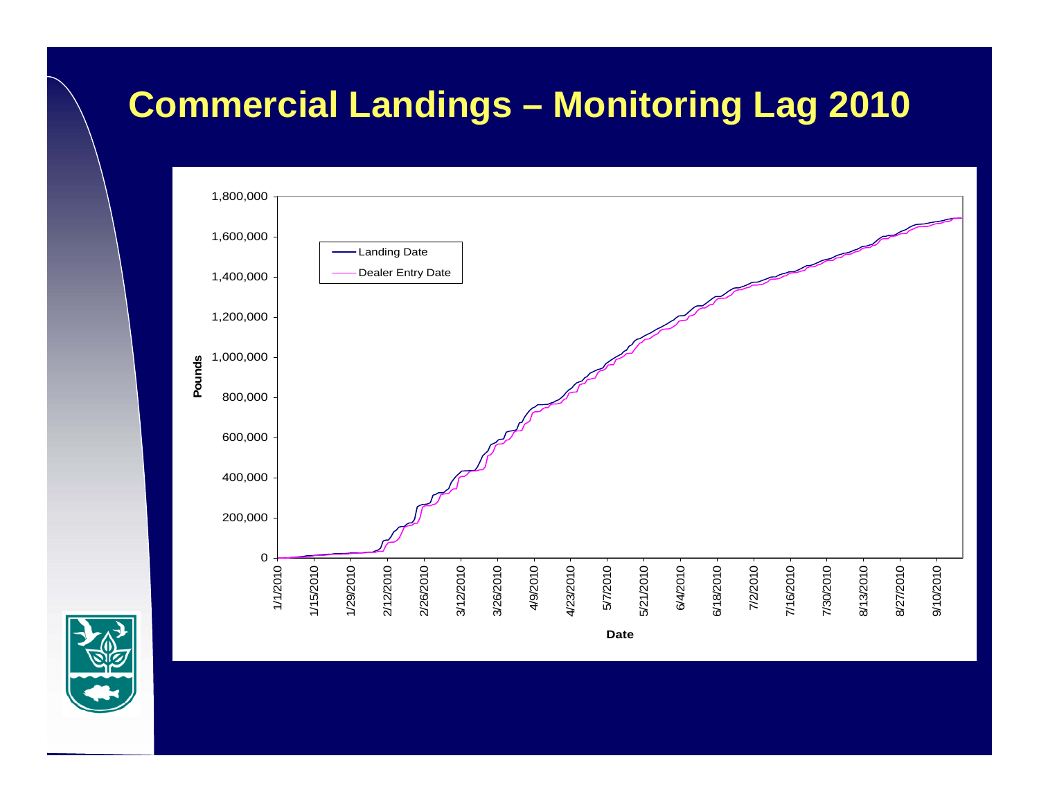# Commercial Landings – Monitoring Lag 2010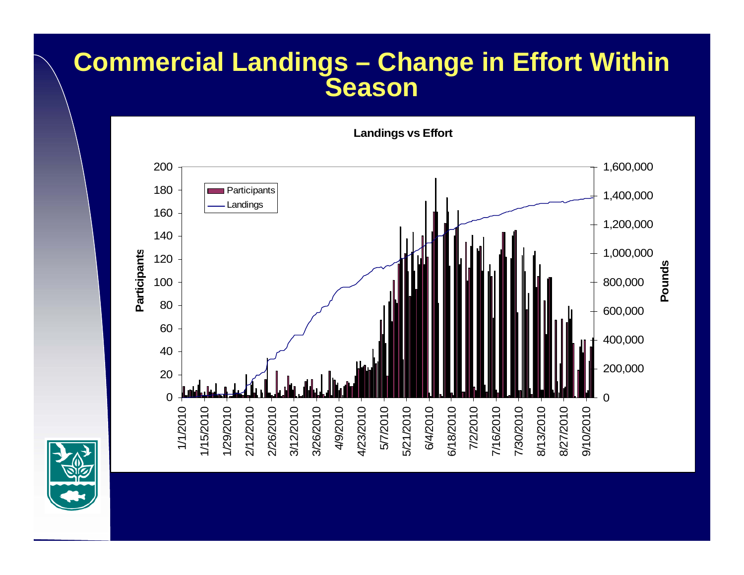# Commercial Landings – Change in Effort Within Season

**Landings vs Effort**

Participants

Landings

Participants

Pounds

200
180
160
140
120
100
80
60
40
20
0

1,600,000
1,400,000
1,200,000
1,000,000
800,000
600,000
400,000
200,000
0

1/1/2010
1/15/2010
1/29/2010
2/12/2010
2/26/2010
3/12/2010
3/26/2010
4/9/2010
4/23/2010
5/7/2010
5/21/2010
6/4/2010
6/18/2010
7/2/2010
7/16/2010
7/30/2010
8/13/2010
8/27/2010
9/10/2010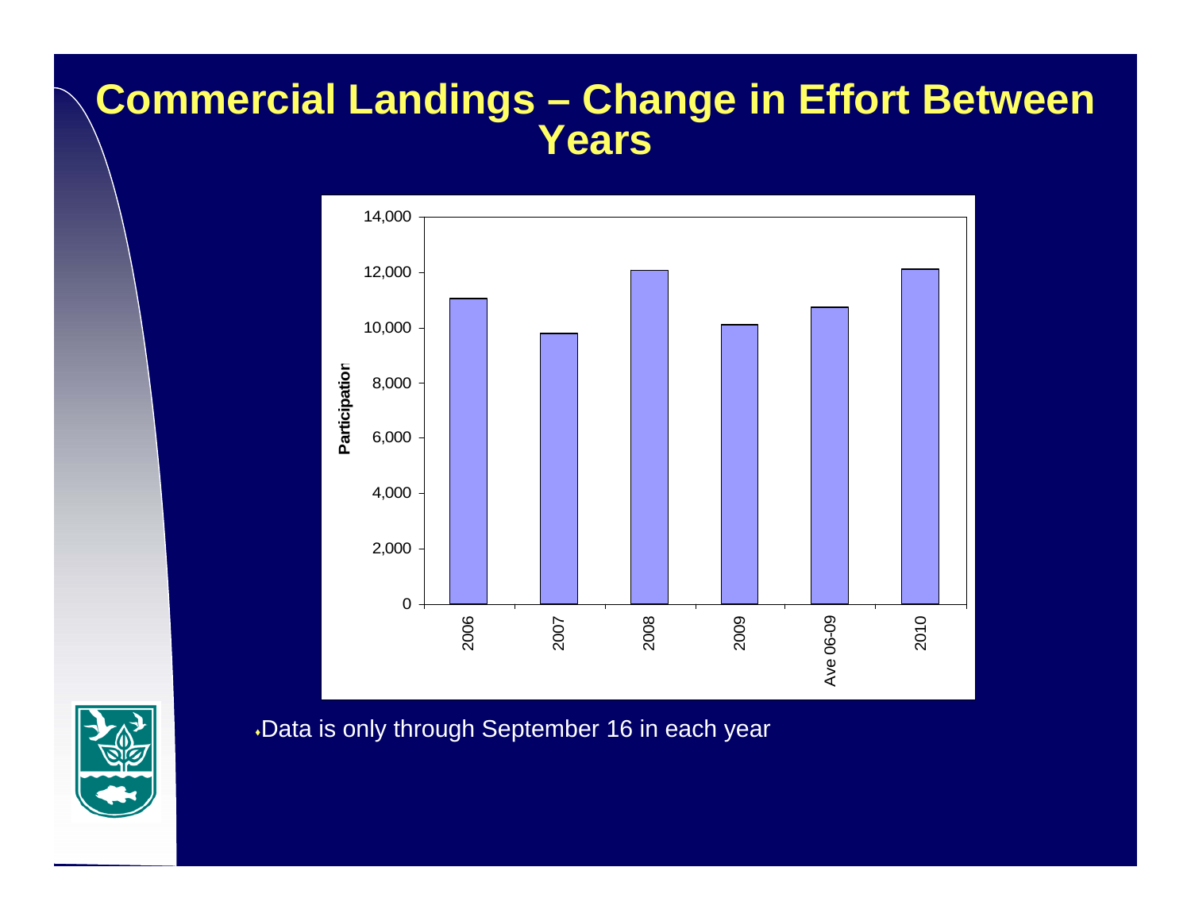# Commercial Landings – Change in Effort Between Years

| Year | Participation |
|---|---|
| 2006 | ~11,050 |
| 2007 | ~9,800 |
| 2008 | ~12,080 |
| 2009 | ~10,100 |
| Ave 06-09 | ~10,750 |
| 2010 | ~12,120 |

- Data is only through September 16 in each year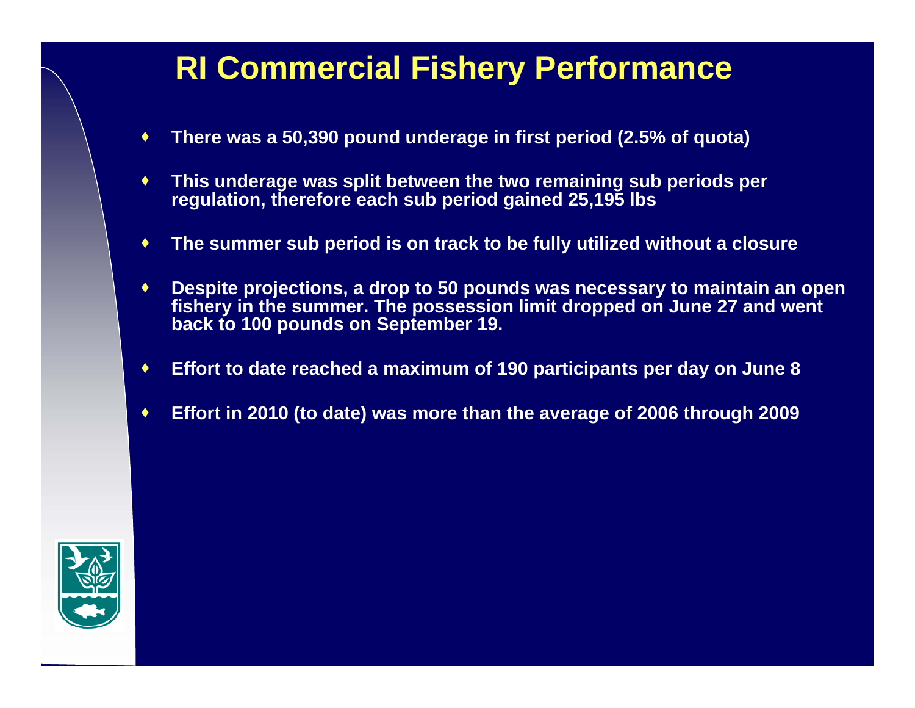# RI Commercial Fishery Performance

- There was a 50,390 pound underage in first period (2.5% of quota)
- This underage was split between the two remaining sub periods per regulation, therefore each sub period gained 25,195 lbs
- The summer sub period is on track to be fully utilized without a closure
- Despite projections, a drop to 50 pounds was necessary to maintain an open fishery in the summer. The possession limit dropped on June 27 and went back to 100 pounds on September 19.
- Effort to date reached a maximum of 190 participants per day on June 8
- Effort in 2010 (to date) was more than the average of 2006 through 2009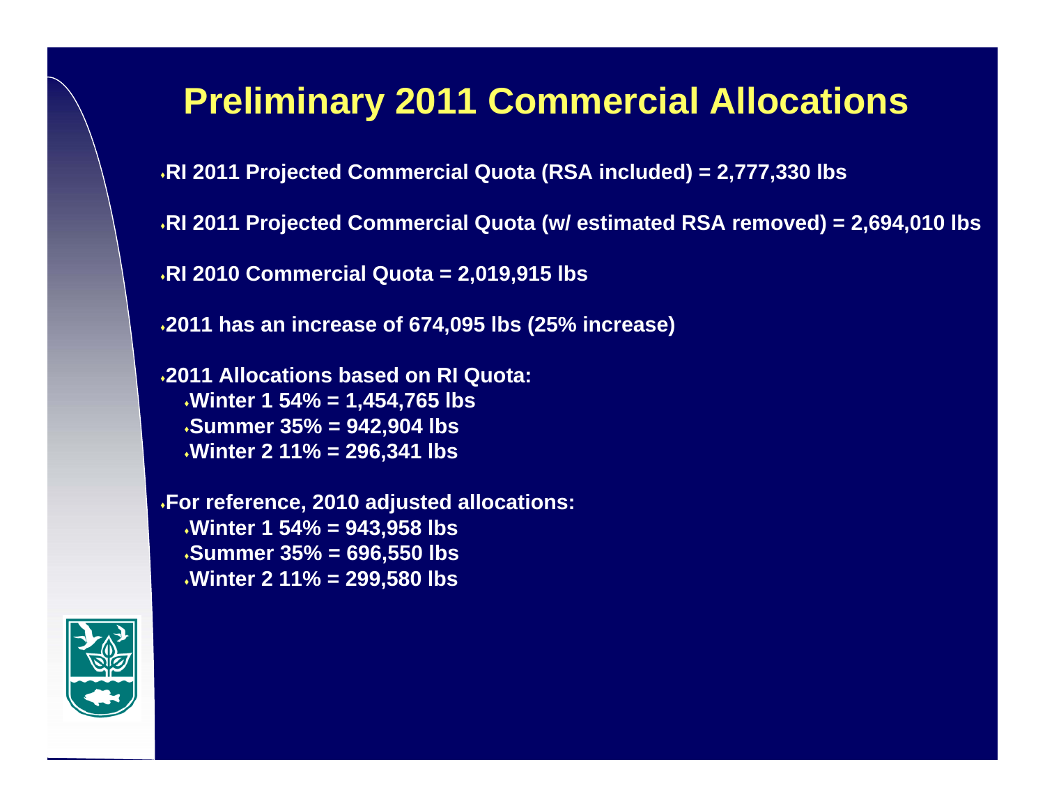# Preliminary 2011 Commercial Allocations

- RI 2011 Projected Commercial Quota (RSA included) = 2,777,330 lbs
- RI 2011 Projected Commercial Quota (w/ estimated RSA removed) = 2,694,010 lbs
- RI 2010 Commercial Quota = 2,019,915 lbs
- 2011 has an increase of 674,095 lbs (25% increase)
- 2011 Allocations based on RI Quota:
  - Winter 1 54% = 1,454,765 lbs
  - Summer 35% = 942,904 lbs
  - Winter 2 11% = 296,341 lbs
- For reference, 2010 adjusted allocations:
  - Winter 1 54% = 943,958 lbs
  - Summer 35% = 696,550 lbs
  - Winter 2 11% = 299,580 lbs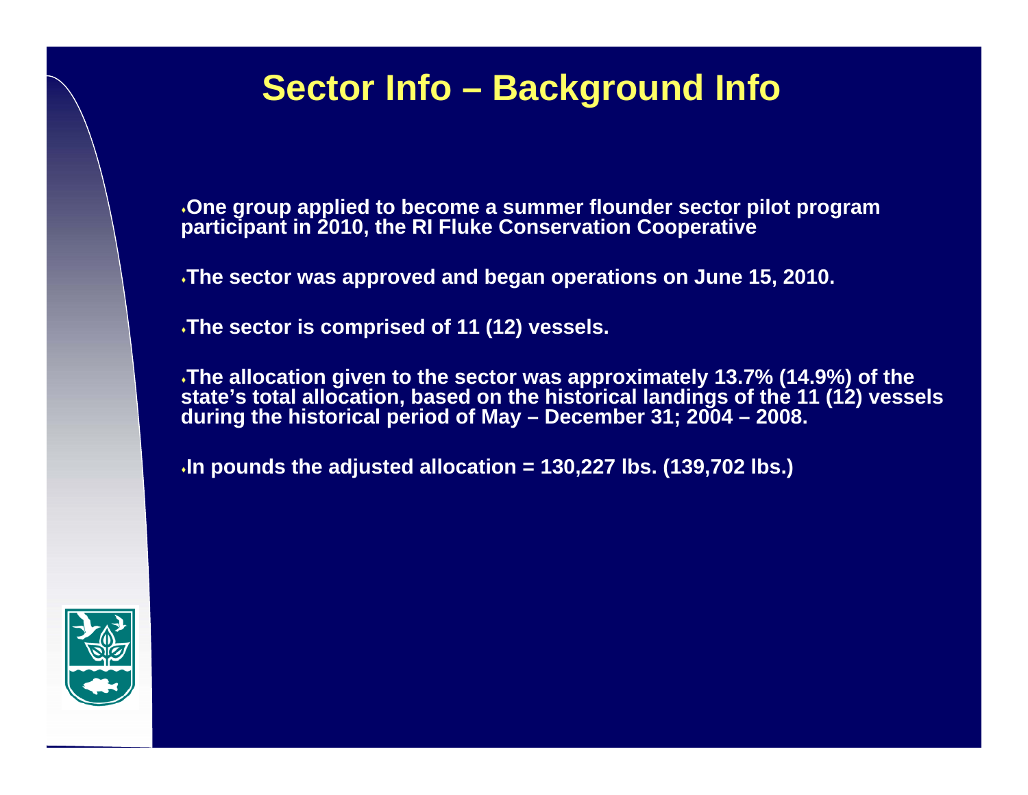# Sector Info – Background Info

- One group applied to become a summer flounder sector pilot program participant in 2010, the RI Fluke Conservation Cooperative
- The sector was approved and began operations on June 15, 2010.
- The sector is comprised of 11 (12) vessels.
- The allocation given to the sector was approximately 13.7% (14.9%) of the state's total allocation, based on the historical landings of the 11 (12) vessels during the historical period of May – December 31; 2004 – 2008.
- In pounds the adjusted allocation = 130,227 lbs. (139,702 lbs.)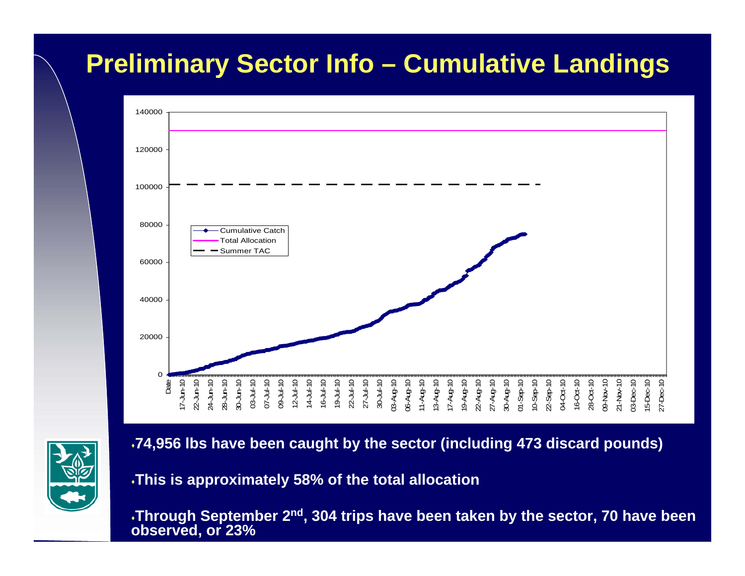# Preliminary Sector Info – Cumulative Landings

- **74,956 lbs have been caught by the sector (including 473 discard pounds)**
- **This is approximately 58% of the total allocation**
- **Through September 2nd, 304 trips have been taken by the sector, 70 have been observed, or 23%**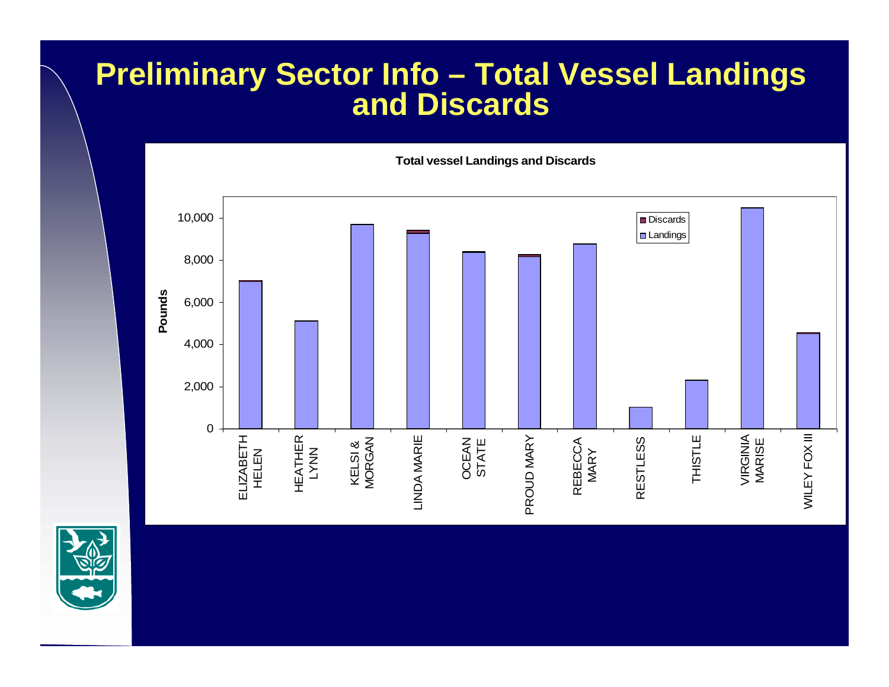# Preliminary Sector Info – Total Vessel Landings and Discards

**Total vessel Landings and Discards**

Pounds

10,000
8,000
6,000
4,000
2,000
0

Discards
Landings

ELIZABETH HELEN | HEATHER LYNN | KELSI & MORGAN | LINDA MARIE | OCEAN STATE | PROUD MARY | REBECCA MARY | RESTLESS | THISTLE | VIRGINIA MARISE | WILEY FOX III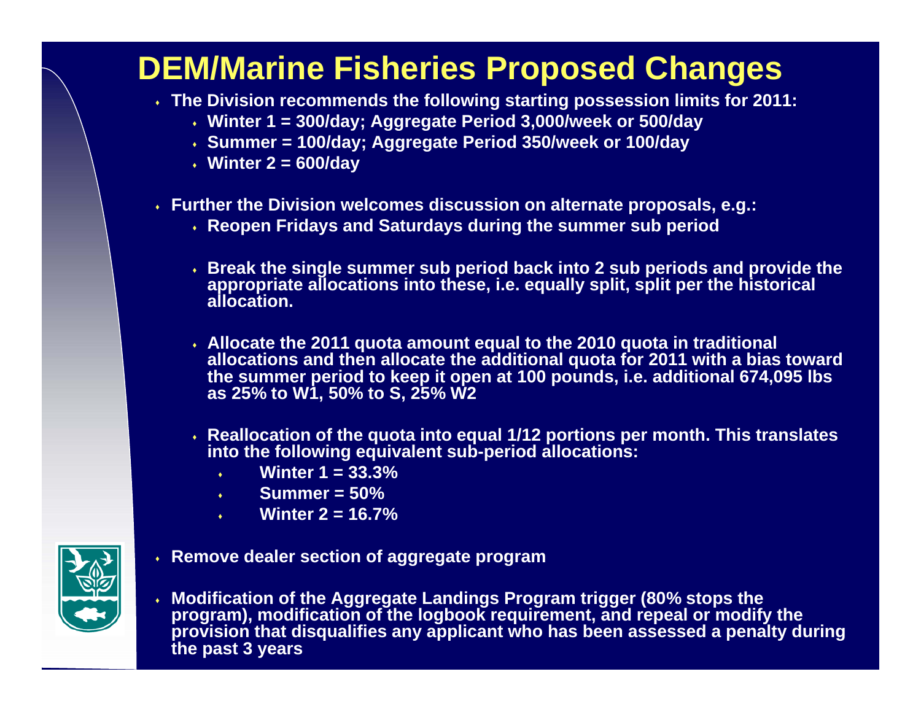# DEM/Marine Fisheries Proposed Changes

- The Division recommends the following starting possession limits for 2011:
  - Winter 1 = 300/day; Aggregate Period 3,000/week or 500/day
  - Summer = 100/day; Aggregate Period 350/week or 100/day
  - Winter 2 = 600/day
- Further the Division welcomes discussion on alternate proposals, e.g.:
  - Reopen Fridays and Saturdays during the summer sub period
  - Break the single summer sub period back into 2 sub periods and provide the appropriate allocations into these, i.e. equally split, split per the historical allocation.
  - Allocate the 2011 quota amount equal to the 2010 quota in traditional allocations and then allocate the additional quota for 2011 with a bias toward the summer period to keep it open at 100 pounds, i.e. additional 674,095 lbs as 25% to W1, 50% to S, 25% W2
  - Reallocation of the quota into equal 1/12 portions per month. This translates into the following equivalent sub-period allocations:
    - Winter 1 = 33.3%
    - Summer = 50%
    - Winter 2 = 16.7%
- Remove dealer section of aggregate program
- Modification of the Aggregate Landings Program trigger (80% stops the program), modification of the logbook requirement, and repeal or modify the provision that disqualifies any applicant who has been assessed a penalty during the past 3 years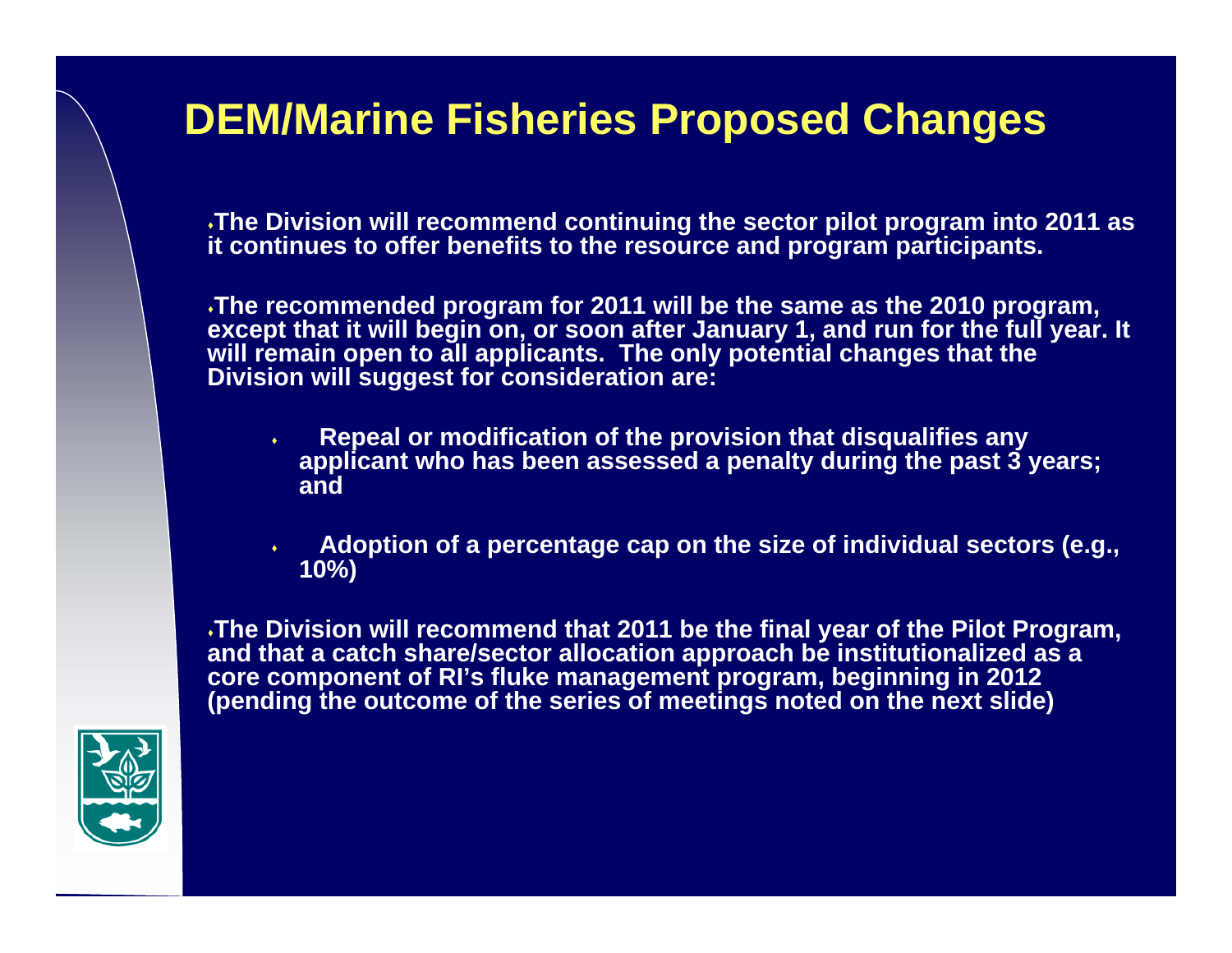# DEM/Marine Fisheries Proposed Changes

- The Division will recommend continuing the sector pilot program into 2011 as it continues to offer benefits to the resource and program participants.

- The recommended program for 2011 will be the same as the 2010 program, except that it will begin on, or soon after January 1, and run for the full year. It will remain open to all applicants. The only potential changes that the Division will suggest for consideration are:

  - Repeal or modification of the provision that disqualifies any applicant who has been assessed a penalty during the past 3 years; and

  - Adoption of a percentage cap on the size of individual sectors (e.g., 10%)

- The Division will recommend that 2011 be the final year of the Pilot Program, and that a catch share/sector allocation approach be institutionalized as a core component of RI's fluke management program, beginning in 2012 (pending the outcome of the series of meetings noted on the next slide)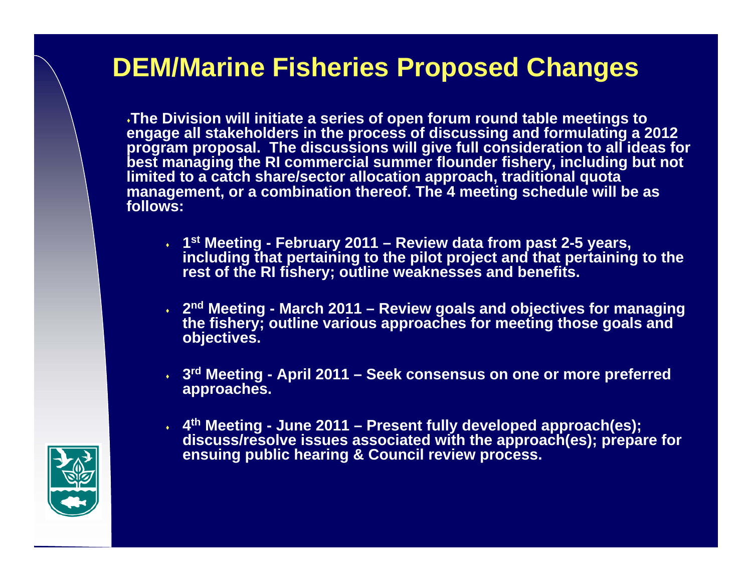# DEM/Marine Fisheries Proposed Changes

- **The Division will initiate a series of open forum round table meetings to engage all stakeholders in the process of discussing and formulating a 2012 program proposal. The discussions will give full consideration to all ideas for best managing the RI commercial summer flounder fishery, including but not limited to a catch share/sector allocation approach, traditional quota management, or a combination thereof. The 4 meeting schedule will be as follows:**

  - **1st Meeting - February 2011 – Review data from past 2-5 years, including that pertaining to the pilot project and that pertaining to the rest of the RI fishery; outline weaknesses and benefits.**

  - **2nd Meeting - March 2011 – Review goals and objectives for managing the fishery; outline various approaches for meeting those goals and objectives.**

  - **3rd Meeting - April 2011 – Seek consensus on one or more preferred approaches.**

  - **4th Meeting - June 2011 – Present fully developed approach(es); discuss/resolve issues associated with the approach(es); prepare for ensuing public hearing & Council review process.**